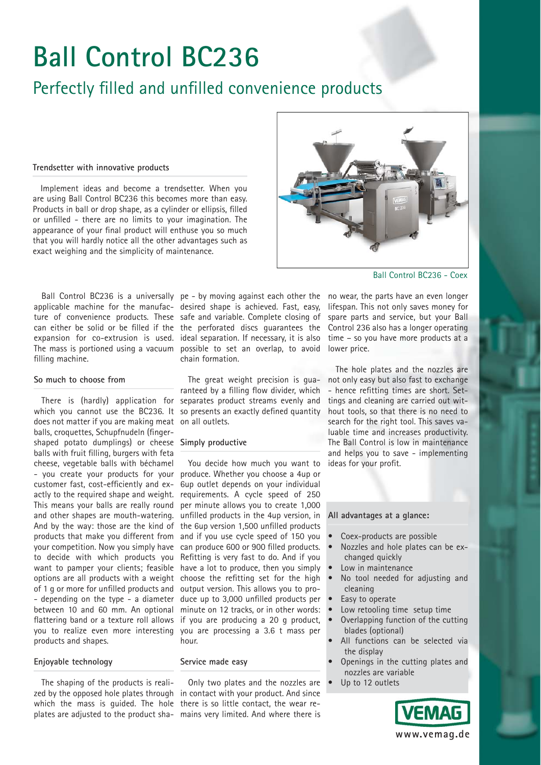# Ball Control BC236

## Perfectly filled and unfilled convenience products

### Trendsetter with innovative products

Implement ideas and become a trendsetter. When you are using Ball Control BC236 this becomes more than easy. Products in ball or drop shape, as a cylinder or ellipsis, filled or unfilled - there are no limits to your imagination. The appearance of your final product will enthuse you so much that you will hardly notice all the other advantages such as exact weighing and the simplicity of maintenance.

Ball Control BC236 - Coex

Ball Control BC236 is a universally applicable machine for the manufacture of convenience products. These can either be solid or be filled if the expansion for co-extrusion is used. The mass is portioned using a vacuum filling machine.

### So much to choose from

There is (hardly) application for which you cannot use the BC236. It does not matter if you are making meat balls, croquettes, Schupfnudeln (finger-shaped potato dumplings) or cheese balls with fruit filling, burgers with feta cheese, vegetable balls with béchamel - you create your products for your customer fast, cost-efficiently and exactly to the required shape and weight. This means your balls are really round and other shapes are mouth-watering. And by the way: those are the kind of products that make you different from your competition. Now you simply have to decide with which products you want to pamper your clients; feasible options are all products with a weight of 1 g or more for unfilled products and - depending on the type - a diameter between 10 and 60 mm. An optional flattering band or a texture roll allows you to realize even more interesting products and shapes.

### Enjoyable technology

The shaping of the products is realized by the opposed hole plates through which the mass is guided. The hole plates are adjusted to the product shape - by moving against each other the desired shape is achieved. Fast, easy, safe and variable. Complete closing of the perforated discs guarantees the ideal separation. If necessary, it is also possible to set an overlap, to avoid chain formation.

The great weight precision is guaranteed by a filling flow divider, which separates product streams evenly and so presents an exactly defined quantity on all outlets.

### Simply productive

You decide how much you want to produce. Whether you choose a 4up or 6up outlet depends on your individual requirements. A cycle speed of 250 per minute allows you to create 1,000 unfilled products in the 4up version, in the 6up version 1,500 unfilled products and if you use cycle speed of 150 you can produce 600 or 900 filled products. Refitting is very fast to do. And if you have a lot to produce, then you simply choose the refitting set for the high output version. This allows you to produce up to 3,000 unfilled products per minute on 12 tracks, or in other words: if you are producing a 20 g product, you are processing a 3.6 t mass per hour.

### Service made easy

Only two plates and the nozzles are in contact with your product. And since there is so little contact, the wear remains very limited. And where there is no wear, the parts have an even longer lifespan. This not only saves money for spare parts and service, but your Ball Control 236 also has a longer operating time – so you have more products at a lower price.

The hole plates and the nozzles are not only easy but also fast to exchange - hence refitting times are short. Settings and cleaning are carried out without tools, so that there is no need to search for the right tool. This saves valuable time and increases productivity. The Ball Control is low in maintenance and helps you to save - implementing ideas for your profit.

### All advantages at a glance:

- Coex-products are possible
- Nozzles and hole plates can be exchanged quickly
- Low in maintenance
- No tool needed for adjusting and cleaning
- Easy to operate
- Low retooling time setup time
- Overlapping function of the cutting blades (optional)
- All functions can be selected via the display
- Openings in the cutting plates and nozzles are variable
- Up to 12 outlets

VEMAG
www.vemag.de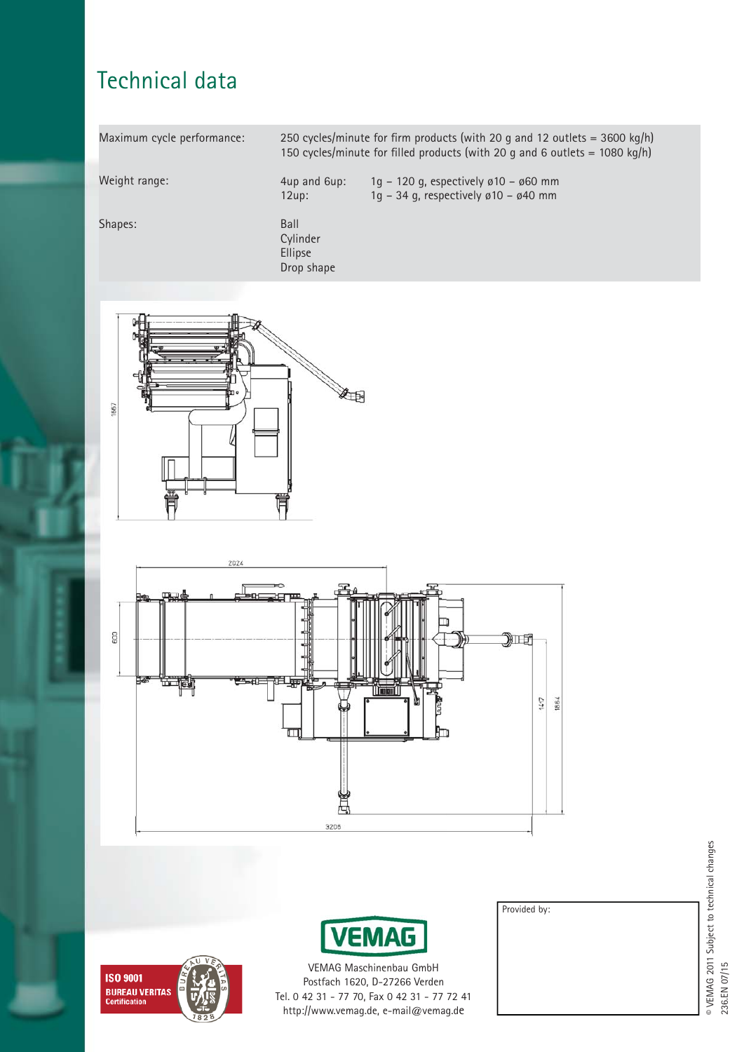# Technical data

| | | |
|---|---|---|
| Maximum cycle performance: | 250 cycles/minute for firm products (with 20 g and 12 outlets = 3600 kg/h)<br>150 cycles/minute for filled products (with 20 g and 6 outlets = 1080 kg/h) | |
| Weight range: | 4up and 6up:<br>12up: | 1g – 120 g, espectively ø10 – ø60 mm<br>1g – 34 g, respectively ø10 – ø40 mm |
| Shapes: | Ball<br>Cylinder<br>Ellipse<br>Drop shape | |

1667

2024

600

1417

1864

3205

ISO 9001
BUREAU VERITAS
Certification

VEMAG

VEMAG Maschinenbau GmbH
Postfach 1620, D-27266 Verden
Tel. 0 42 31 - 77 70, Fax 0 42 31 - 77 72 41
http://www.vemag.de, e-mail@vemag.de

Provided by:

© VEMAG 2011 Subject to technical changes
236.EN 07/15